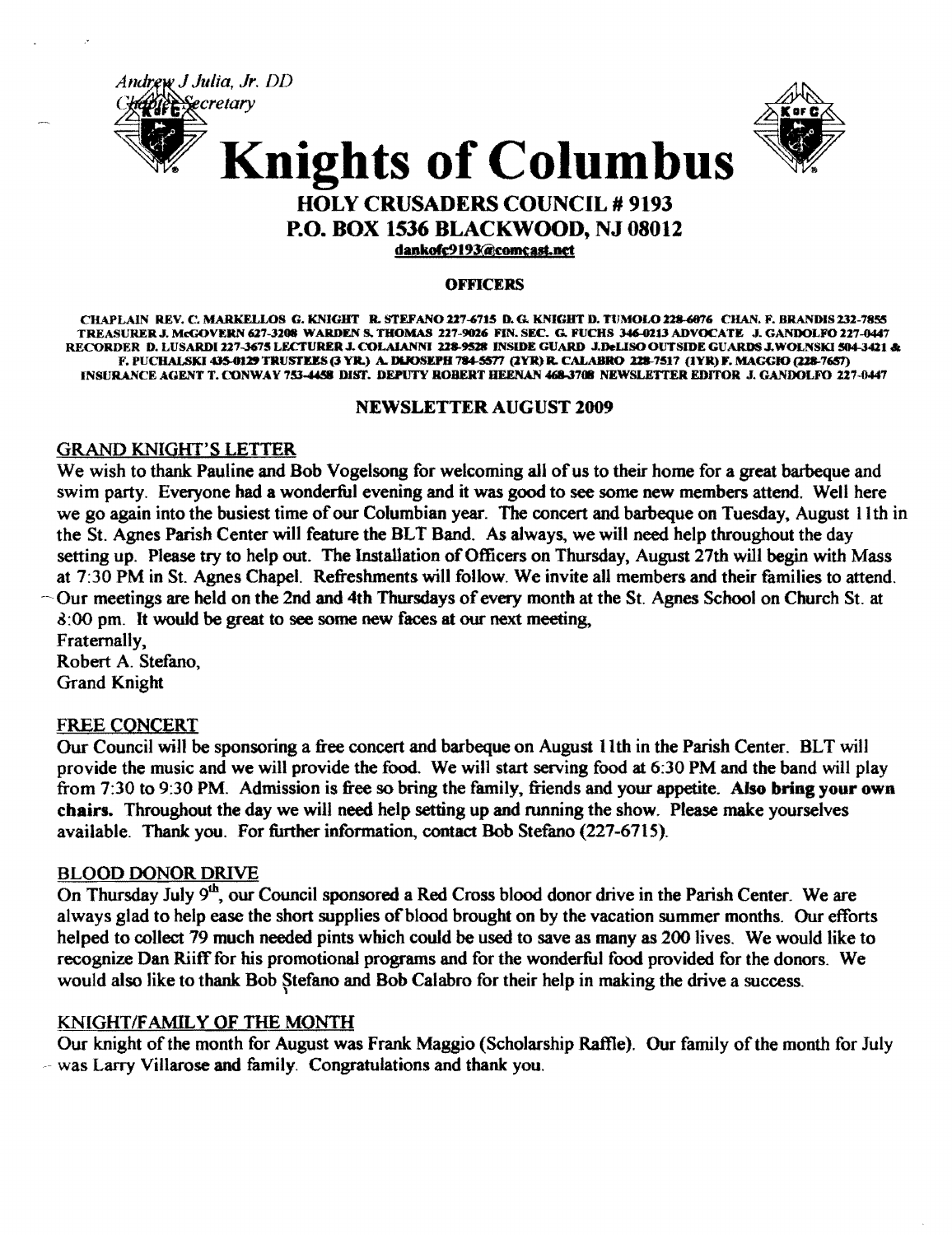*Andrew J Julia, Jr. DD*
*Chapter Secretary*

# Knights of Columbus

## HOLY CRUSADERS COUNCIL # 9193
## P.O. BOX 1536 BLACKWOOD, NJ 08012

dankofc9193@comcast.net

**OFFICERS**

CHAPLAIN REV. C. MARKELLOS G. KNIGHT R. STEFANO 227-6715 D. G. KNIGHT D. TUMOLO 228-6076 CHAN. F. BRANDIS 232-7855 TREASURER J. McGOVERN 627-3208 WARDEN S. THOMAS 227-9026 FIN. SEC. G. FUCHS 346-0213 ADVOCATE J. GANDOLFO 227-0447 RECORDER D. LUSARDI 227-3675 LECTURER J. COLAIANNI 228-9528 INSIDE GUARD J.DeLISO OUTSIDE GUARDS J.WOLNSKI 504-3421 & F. PUCHALSKI 435-0129 TRUSTEES (3 YR.) A. DIJOSEPH 784-5577 (2YR) R. CALABRO 228-7517 (1YR) F. MAGGIO (228-7657) INSURANCE AGENT T. CONWAY 753-4458 DIST. DEPUTY ROBERT HEENAN 468-3708 NEWSLETTER EDITOR J. GANDOLFO 227-0447

### NEWSLETTER AUGUST 2009

### GRAND KNIGHT'S LETTER

We wish to thank Pauline and Bob Vogelsong for welcoming all of us to their home for a great barbeque and swim party. Everyone had a wonderful evening and it was good to see some new members attend. Well here we go again into the busiest time of our Columbian year. The concert and barbeque on Tuesday, August 11th in the St. Agnes Parish Center will feature the BLT Band. As always, we will need help throughout the day setting up. Please try to help out. The Installation of Officers on Thursday, August 27th will begin with Mass at 7:30 PM in St. Agnes Chapel. Refreshments will follow. We invite all members and their families to attend. Our meetings are held on the 2nd and 4th Thursdays of every month at the St. Agnes School on Church St. at 8:00 pm. It would be great to see some new faces at our next meeting,

Fraternally,
Robert A. Stefano,
Grand Knight

### FREE CONCERT

Our Council will be sponsoring a free concert and barbeque on August 11th in the Parish Center. BLT will provide the music and we will provide the food. We will start serving food at 6:30 PM and the band will play from 7:30 to 9:30 PM. Admission is free so bring the family, friends and your appetite. **Also bring your own chairs.** Throughout the day we will need help setting up and running the show. Please make yourselves available. Thank you. For further information, contact Bob Stefano (227-6715).

### BLOOD DONOR DRIVE

On Thursday July 9th, our Council sponsored a Red Cross blood donor drive in the Parish Center. We are always glad to help ease the short supplies of blood brought on by the vacation summer months. Our efforts helped to collect 79 much needed pints which could be used to save as many as 200 lives. We would like to recognize Dan Riiff for his promotional programs and for the wonderful food provided for the donors. We would also like to thank Bob Stefano and Bob Calabro for their help in making the drive a success.

### KNIGHT/FAMILY OF THE MONTH

Our knight of the month for August was Frank Maggio (Scholarship Raffle). Our family of the month for July was Larry Villarose and family. Congratulations and thank you.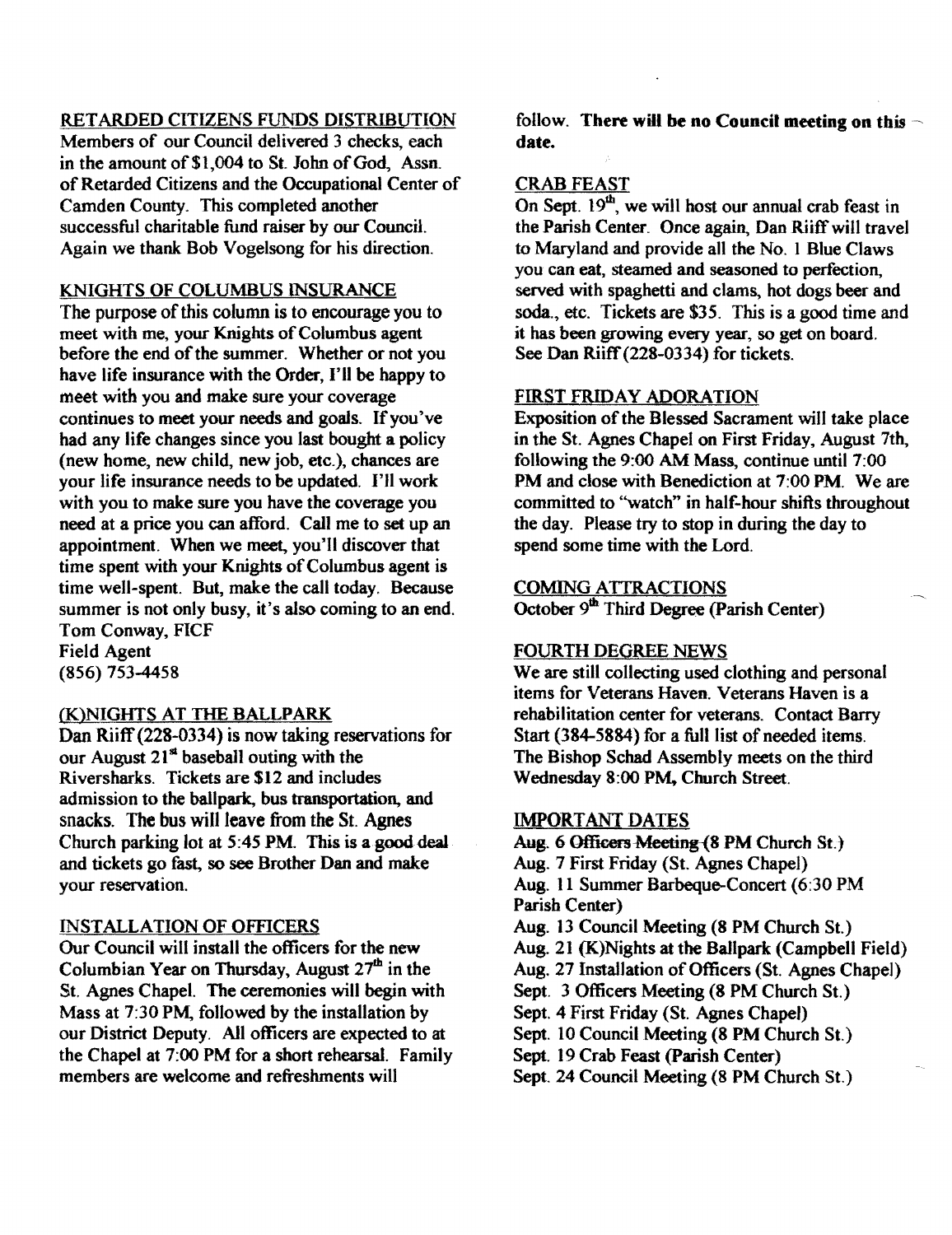## RETARDED CITIZENS FUNDS DISTRIBUTION

Members of our Council delivered 3 checks, each in the amount of $1,004 to St. John of God, Assn. of Retarded Citizens and the Occupational Center of Camden County. This completed another successful charitable fund raiser by our Council. Again we thank Bob Vogelsong for his direction.

## KNIGHTS OF COLUMBUS INSURANCE

The purpose of this column is to encourage you to meet with me, your Knights of Columbus agent before the end of the summer. Whether or not you have life insurance with the Order, I'll be happy to meet with you and make sure your coverage continues to meet your needs and goals. If you've had any life changes since you last bought a policy (new home, new child, new job, etc.), chances are your life insurance needs to be updated. I'll work with you to make sure you have the coverage you need at a price you can afford. Call me to set up an appointment. When we meet, you'll discover that time spent with your Knights of Columbus agent is time well-spent. But, make the call today. Because summer is not only busy, it's also coming to an end.
Tom Conway, FICF
Field Agent
(856) 753-4458

## (K)NIGHTS AT THE BALLPARK

Dan Riiff (228-0334) is now taking reservations for our August 21st baseball outing with the Riversharks. Tickets are $12 and includes admission to the ballpark, bus transportation, and snacks. The bus will leave from the St. Agnes Church parking lot at 5:45 PM. This is a good deal and tickets go fast, so see Brother Dan and make your reservation.

## INSTALLATION OF OFFICERS

Our Council will install the officers for the new Columbian Year on Thursday, August 27th in the St. Agnes Chapel. The ceremonies will begin with Mass at 7:30 PM, followed by the installation by our District Deputy. All officers are expected to at the Chapel at 7:00 PM for a short rehearsal. Family members are welcome and refreshments will follow. **There will be no Council meeting on this date.**

## CRAB FEAST

On Sept. 19th, we will host our annual crab feast in the Parish Center. Once again, Dan Riiff will travel to Maryland and provide all the No. 1 Blue Claws you can eat, steamed and seasoned to perfection, served with spaghetti and clams, hot dogs beer and soda., etc. Tickets are $35. This is a good time and it has been growing every year, so get on board. See Dan Riiff (228-0334) for tickets.

## FIRST FRIDAY ADORATION

Exposition of the Blessed Sacrament will take place in the St. Agnes Chapel on First Friday, August 7th, following the 9:00 AM Mass, continue until 7:00 PM and close with Benediction at 7:00 PM. We are committed to "watch" in half-hour shifts throughout the day. Please try to stop in during the day to spend some time with the Lord.

## COMING ATTRACTIONS

October 9th Third Degree (Parish Center)

## FOURTH DEGREE NEWS

We are still collecting used clothing and personal items for Veterans Haven. Veterans Haven is a rehabilitation center for veterans. Contact Barry Start (384-5884) for a full list of needed items. The Bishop Schad Assembly meets on the third Wednesday 8:00 PM, Church Street.

## IMPORTANT DATES

Aug. 6 Officers Meeting (8 PM Church St.)
Aug. 7 First Friday (St. Agnes Chapel)
Aug. 11 Summer Barbeque-Concert (6:30 PM Parish Center)
Aug. 13 Council Meeting (8 PM Church St.)
Aug. 21 (K)Nights at the Ballpark (Campbell Field)
Aug. 27 Installation of Officers (St. Agnes Chapel)
Sept. 3 Officers Meeting (8 PM Church St.)
Sept. 4 First Friday (St. Agnes Chapel)
Sept. 10 Council Meeting (8 PM Church St.)
Sept. 19 Crab Feast (Parish Center)
Sept. 24 Council Meeting (8 PM Church St.)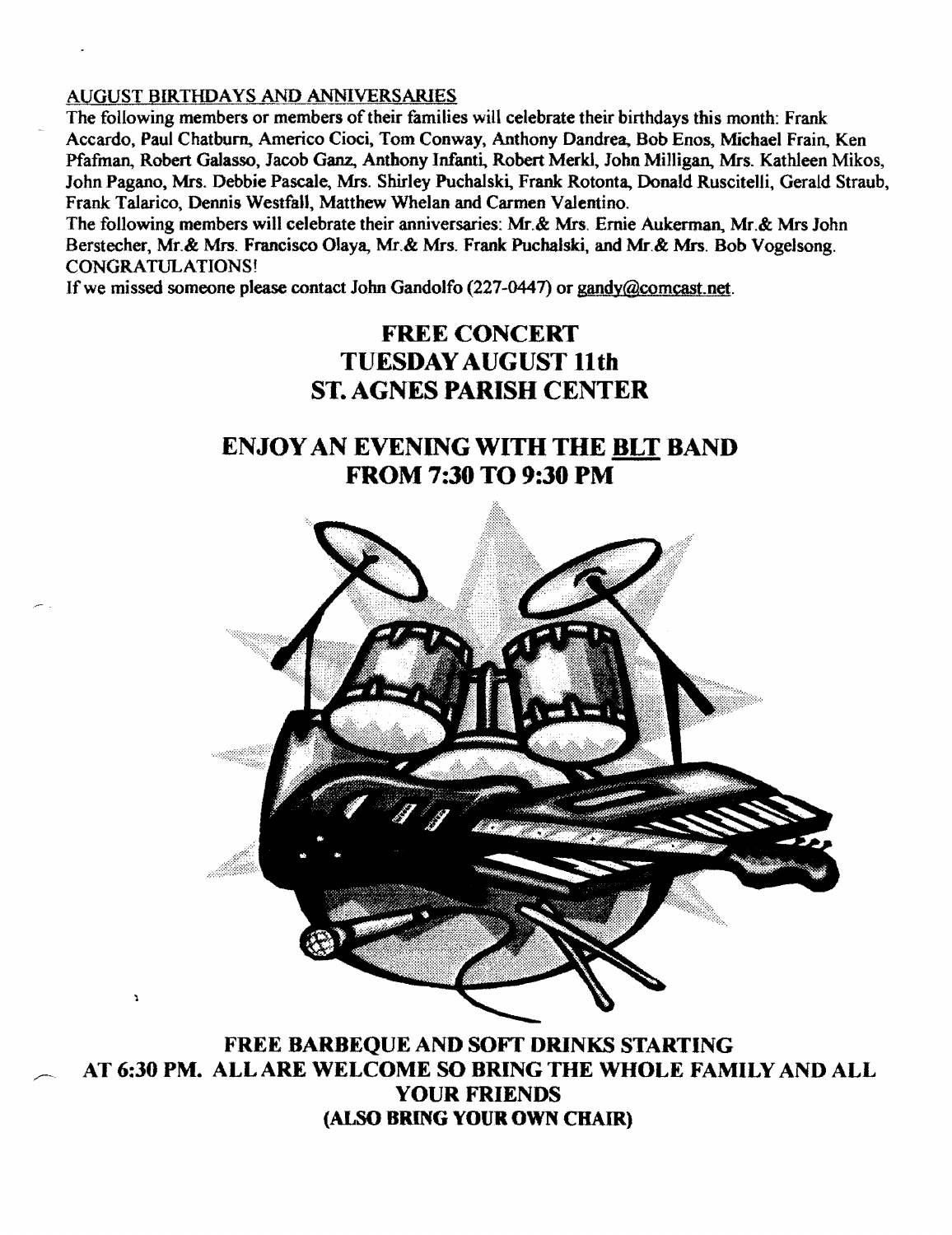AUGUST BIRTHDAYS AND ANNIVERSARIES

The following members or members of their families will celebrate their birthdays this month: Frank Accardo, Paul Chatburn, Americo Cioci, Tom Conway, Anthony Dandrea, Bob Enos, Michael Frain, Ken Pfafman, Robert Galasso, Jacob Ganz, Anthony Infanti, Robert Merkl, John Milligan, Mrs. Kathleen Mikos, John Pagano, Mrs. Debbie Pascale, Mrs. Shirley Puchalski, Frank Rotonta, Donald Ruscitelli, Gerald Straub, Frank Talarico, Dennis Westfall, Matthew Whelan and Carmen Valentino.

The following members will celebrate their anniversaries: Mr.& Mrs. Ernie Aukerman, Mr.& Mrs John Berstecher, Mr.& Mrs. Francisco Olaya, Mr.& Mrs. Frank Puchalski, and Mr.& Mrs. Bob Vogelsong.

CONGRATULATIONS!

If we missed someone please contact John Gandolfo (227-0447) or gandy@comcast.net.

## FREE CONCERT
## TUESDAY AUGUST 11th
## ST. AGNES PARISH CENTER

## ENJOY AN EVENING WITH THE BLT BAND FROM 7:30 TO 9:30 PM

**FREE BARBEQUE AND SOFT DRINKS STARTING AT 6:30 PM. ALL ARE WELCOME SO BRING THE WHOLE FAMILY AND ALL YOUR FRIENDS**

**(ALSO BRING YOUR OWN CHAIR)**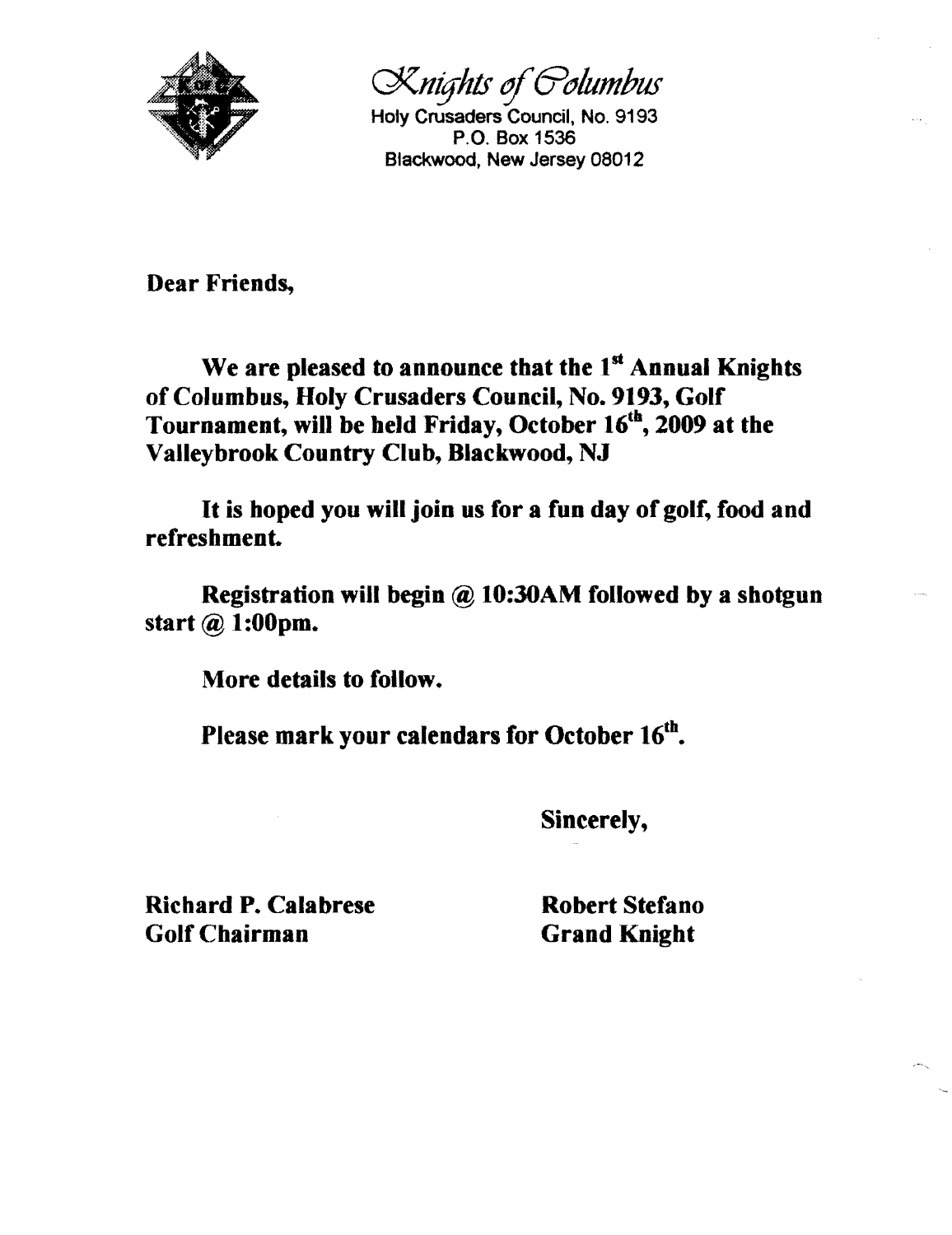*Knights of Columbus*

Holy Crusaders Council, No. 9193
P.O. Box 1536
Blackwood, New Jersey 08012

**Dear Friends,**

**We are pleased to announce that the 1st Annual Knights of Columbus, Holy Crusaders Council, No. 9193, Golf Tournament, will be held Friday, October 16th, 2009 at the Valleybrook Country Club, Blackwood, NJ**

**It is hoped you will join us for a fun day of golf, food and refreshment.**

**Registration will begin @ 10:30AM followed by a shotgun start @ 1:00pm.**

**More details to follow.**

**Please mark your calendars for October 16th.**

**Sincerely,**

**Richard P. Calabrese**
**Golf Chairman**

**Robert Stefano**
**Grand Knight**